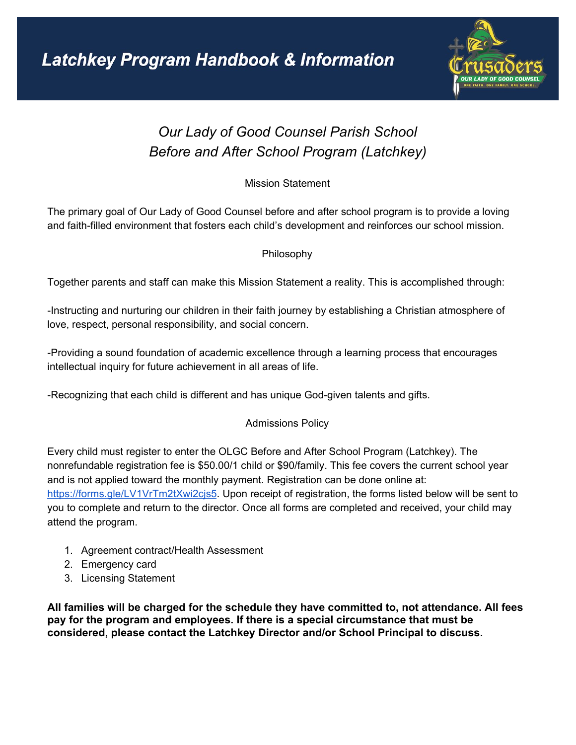# Latchkey Program Handbook & Information

## *Our Lady of Good Counsel Parish School*
## *Before and After School Program (Latchkey)*

### Mission Statement

The primary goal of Our Lady of Good Counsel before and after school program is to provide a loving and faith-filled environment that fosters each child's development and reinforces our school mission.

### Philosophy

Together parents and staff can make this Mission Statement a reality. This is accomplished through:

-Instructing and nurturing our children in their faith journey by establishing a Christian atmosphere of love, respect, personal responsibility, and social concern.

-Providing a sound foundation of academic excellence through a learning process that encourages intellectual inquiry for future achievement in all areas of life.

-Recognizing that each child is different and has unique God-given talents and gifts.

### Admissions Policy

Every child must register to enter the OLGC Before and After School Program (Latchkey). The nonrefundable registration fee is $50.00/1 child or $90/family. This fee covers the current school year and is not applied toward the monthly payment. Registration can be done online at: [https://forms.gle/LV1VrTm2tXwi2cjs5](https://forms.gle/LV1VrTm2tXwi2cjs5). Upon receipt of registration, the forms listed below will be sent to you to complete and return to the director. Once all forms are completed and received, your child may attend the program.

1. Agreement contract/Health Assessment
2. Emergency card
3. Licensing Statement

**All families will be charged for the schedule they have committed to, not attendance. All fees pay for the program and employees. If there is a special circumstance that must be considered, please contact the Latchkey Director and/or School Principal to discuss.**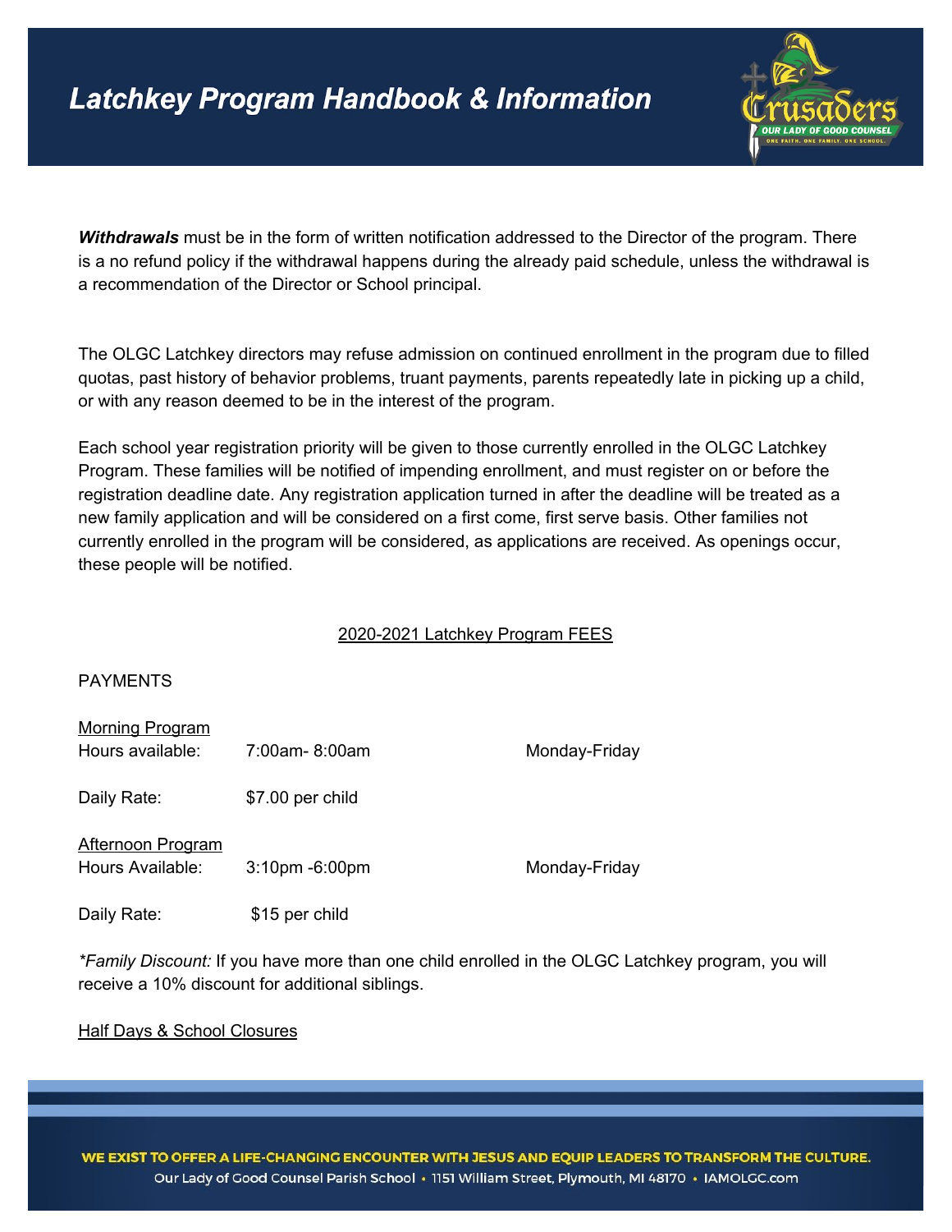***Withdrawals*** must be in the form of written notification addressed to the Director of the program. There is a no refund policy if the withdrawal happens during the already paid schedule, unless the withdrawal is a recommendation of the Director or School principal.

The OLGC Latchkey directors may refuse admission on continued enrollment in the program due to filled quotas, past history of behavior problems, truant payments, parents repeatedly late in picking up a child, or with any reason deemed to be in the interest of the program.

Each school year registration priority will be given to those currently enrolled in the OLGC Latchkey Program. These families will be notified of impending enrollment, and must register on or before the registration deadline date. Any registration application turned in after the deadline will be treated as a new family application and will be considered on a first come, first serve basis. Other families not currently enrolled in the program will be considered, as applications are received. As openings occur, these people will be notified.

## 2020-2021 Latchkey Program FEES

PAYMENTS

Morning Program

Hours available: 7:00am- 8:00am Monday-Friday

Daily Rate: $7.00 per child

Afternoon Program

Hours Available: 3:10pm -6:00pm Monday-Friday

Daily Rate: $15 per child

**Family Discount:* If you have more than one child enrolled in the OLGC Latchkey program, you will receive a 10% discount for additional siblings.

Half Days & School Closures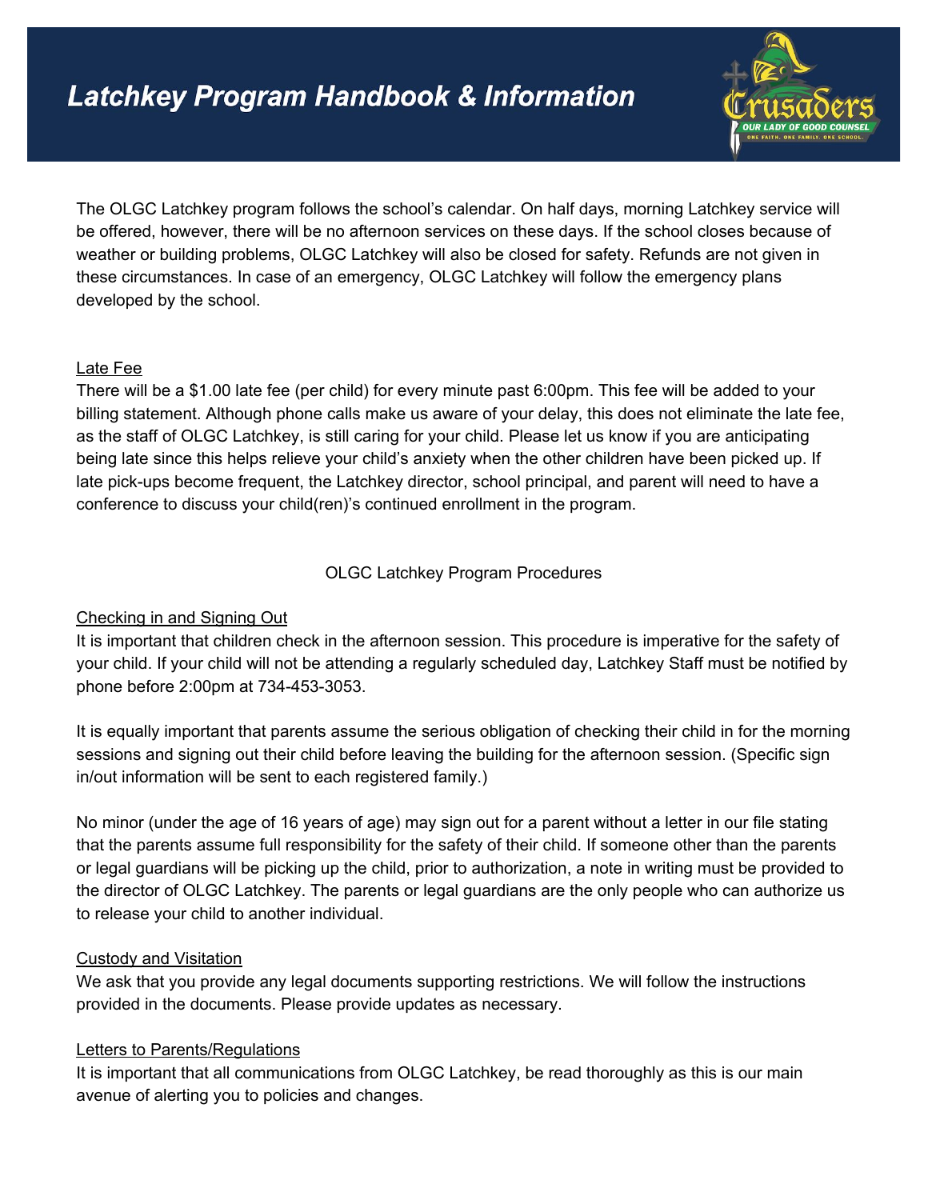# Latchkey Program Handbook & Information

The OLGC Latchkey program follows the school's calendar. On half days, morning Latchkey service will be offered, however, there will be no afternoon services on these days. If the school closes because of weather or building problems, OLGC Latchkey will also be closed for safety. Refunds are not given in these circumstances. In case of an emergency, OLGC Latchkey will follow the emergency plans developed by the school.

Late Fee

There will be a $1.00 late fee (per child) for every minute past 6:00pm. This fee will be added to your billing statement. Although phone calls make us aware of your delay, this does not eliminate the late fee, as the staff of OLGC Latchkey, is still caring for your child. Please let us know if you are anticipating being late since this helps relieve your child's anxiety when the other children have been picked up. If late pick-ups become frequent, the Latchkey director, school principal, and parent will need to have a conference to discuss your child(ren)'s continued enrollment in the program.

## OLGC Latchkey Program Procedures

Checking in and Signing Out

It is important that children check in the afternoon session. This procedure is imperative for the safety of your child. If your child will not be attending a regularly scheduled day, Latchkey Staff must be notified by phone before 2:00pm at 734-453-3053.

It is equally important that parents assume the serious obligation of checking their child in for the morning sessions and signing out their child before leaving the building for the afternoon session. (Specific sign in/out information will be sent to each registered family.)

No minor (under the age of 16 years of age) may sign out for a parent without a letter in our file stating that the parents assume full responsibility for the safety of their child. If someone other than the parents or legal guardians will be picking up the child, prior to authorization, a note in writing must be provided to the director of OLGC Latchkey. The parents or legal guardians are the only people who can authorize us to release your child to another individual.

Custody and Visitation

We ask that you provide any legal documents supporting restrictions. We will follow the instructions provided in the documents. Please provide updates as necessary.

Letters to Parents/Regulations

It is important that all communications from OLGC Latchkey, be read thoroughly as this is our main avenue of alerting you to policies and changes.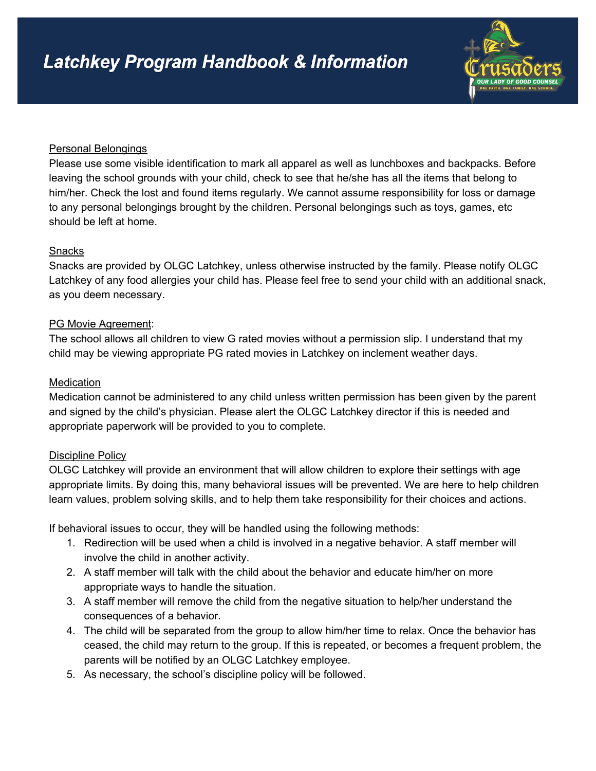# Latchkey Program Handbook & Information

Personal Belongings

Please use some visible identification to mark all apparel as well as lunchboxes and backpacks. Before leaving the school grounds with your child, check to see that he/she has all the items that belong to him/her. Check the lost and found items regularly. We cannot assume responsibility for loss or damage to any personal belongings brought by the children. Personal belongings such as toys, games, etc should be left at home.

Snacks

Snacks are provided by OLGC Latchkey, unless otherwise instructed by the family. Please notify OLGC Latchkey of any food allergies your child has. Please feel free to send your child with an additional snack, as you deem necessary.

PG Movie Agreement:

The school allows all children to view G rated movies without a permission slip. I understand that my child may be viewing appropriate PG rated movies in Latchkey on inclement weather days.

Medication

Medication cannot be administered to any child unless written permission has been given by the parent and signed by the child's physician. Please alert the OLGC Latchkey director if this is needed and appropriate paperwork will be provided to you to complete.

Discipline Policy

OLGC Latchkey will provide an environment that will allow children to explore their settings with age appropriate limits. By doing this, many behavioral issues will be prevented. We are here to help children learn values, problem solving skills, and to help them take responsibility for their choices and actions.

If behavioral issues to occur, they will be handled using the following methods:

1. Redirection will be used when a child is involved in a negative behavior. A staff member will involve the child in another activity.
2. A staff member will talk with the child about the behavior and educate him/her on more appropriate ways to handle the situation.
3. A staff member will remove the child from the negative situation to help/her understand the consequences of a behavior.
4. The child will be separated from the group to allow him/her time to relax. Once the behavior has ceased, the child may return to the group. If this is repeated, or becomes a frequent problem, the parents will be notified by an OLGC Latchkey employee.
5. As necessary, the school's discipline policy will be followed.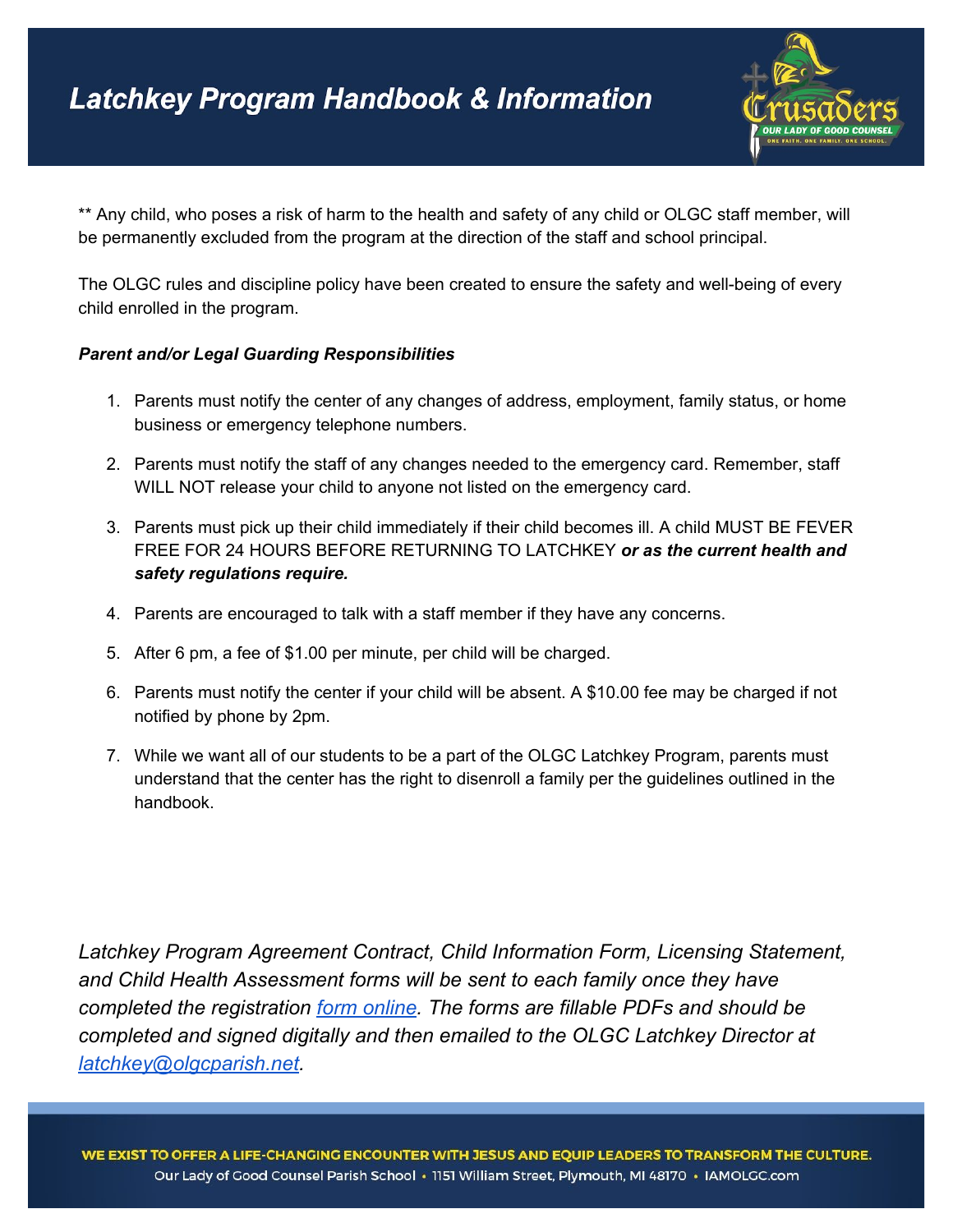** Any child, who poses a risk of harm to the health and safety of any child or OLGC staff member, will be permanently excluded from the program at the direction of the staff and school principal.

The OLGC rules and discipline policy have been created to ensure the safety and well-being of every child enrolled in the program.

***Parent and/or Legal Guarding Responsibilities***

1. Parents must notify the center of any changes of address, employment, family status, or home business or emergency telephone numbers.
2. Parents must notify the staff of any changes needed to the emergency card. Remember, staff WILL NOT release your child to anyone not listed on the emergency card.
3. Parents must pick up their child immediately if their child becomes ill. A child MUST BE FEVER FREE FOR 24 HOURS BEFORE RETURNING TO LATCHKEY ***or as the current health and safety regulations require.***
4. Parents are encouraged to talk with a staff member if they have any concerns.
5. After 6 pm, a fee of $1.00 per minute, per child will be charged.
6. Parents must notify the center if your child will be absent. A $10.00 fee may be charged if not notified by phone by 2pm.
7. While we want all of our students to be a part of the OLGC Latchkey Program, parents must understand that the center has the right to disenroll a family per the guidelines outlined in the handbook.

*Latchkey Program Agreement Contract, Child Information Form, Licensing Statement, and Child Health Assessment forms will be sent to each family once they have completed the registration form online. The forms are fillable PDFs and should be completed and signed digitally and then emailed to the OLGC Latchkey Director at latchkey@olgcparish.net.*